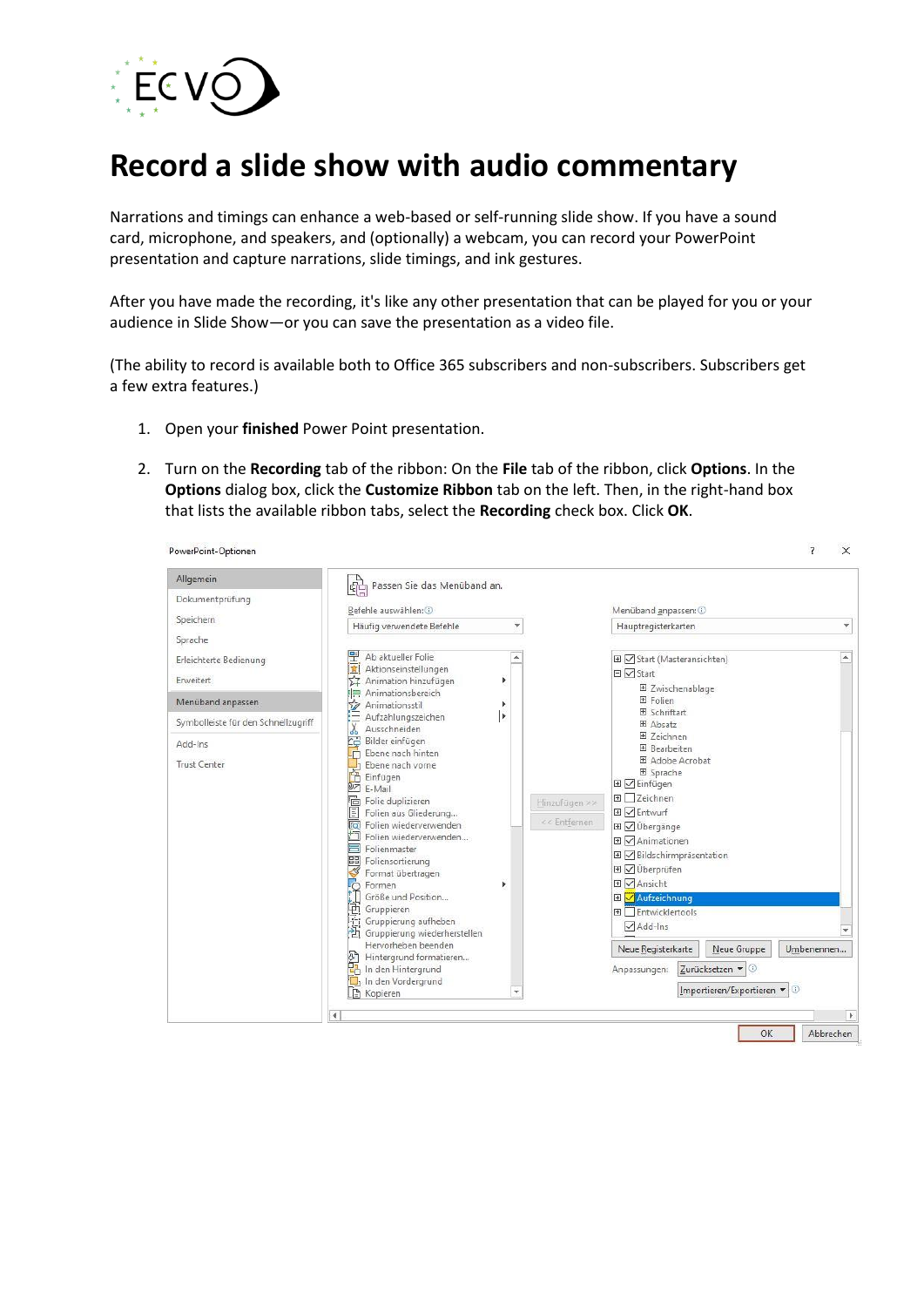# Record a slide show with audio commentary

Narrations and timings can enhance a web-based or self-running slide show. If you have a sound card, microphone, and speakers, and (optionally) a webcam, you can record your PowerPoint presentation and capture narrations, slide timings, and ink gestures.

After you have made the recording, it's like any other presentation that can be played for you or your audience in Slide Show—or you can save the presentation as a video file.

(The ability to record is available both to Office 365 subscribers and non-subscribers. Subscribers get a few extra features.)

1. Open your **finished** Power Point presentation.

2. Turn on the **Recording** tab of the ribbon: On the **File** tab of the ribbon, click **Options**. In the **Options** dialog box, click the **Customize Ribbon** tab on the left. Then, in the right-hand box that lists the available ribbon tabs, select the **Recording** check box. Click **OK**.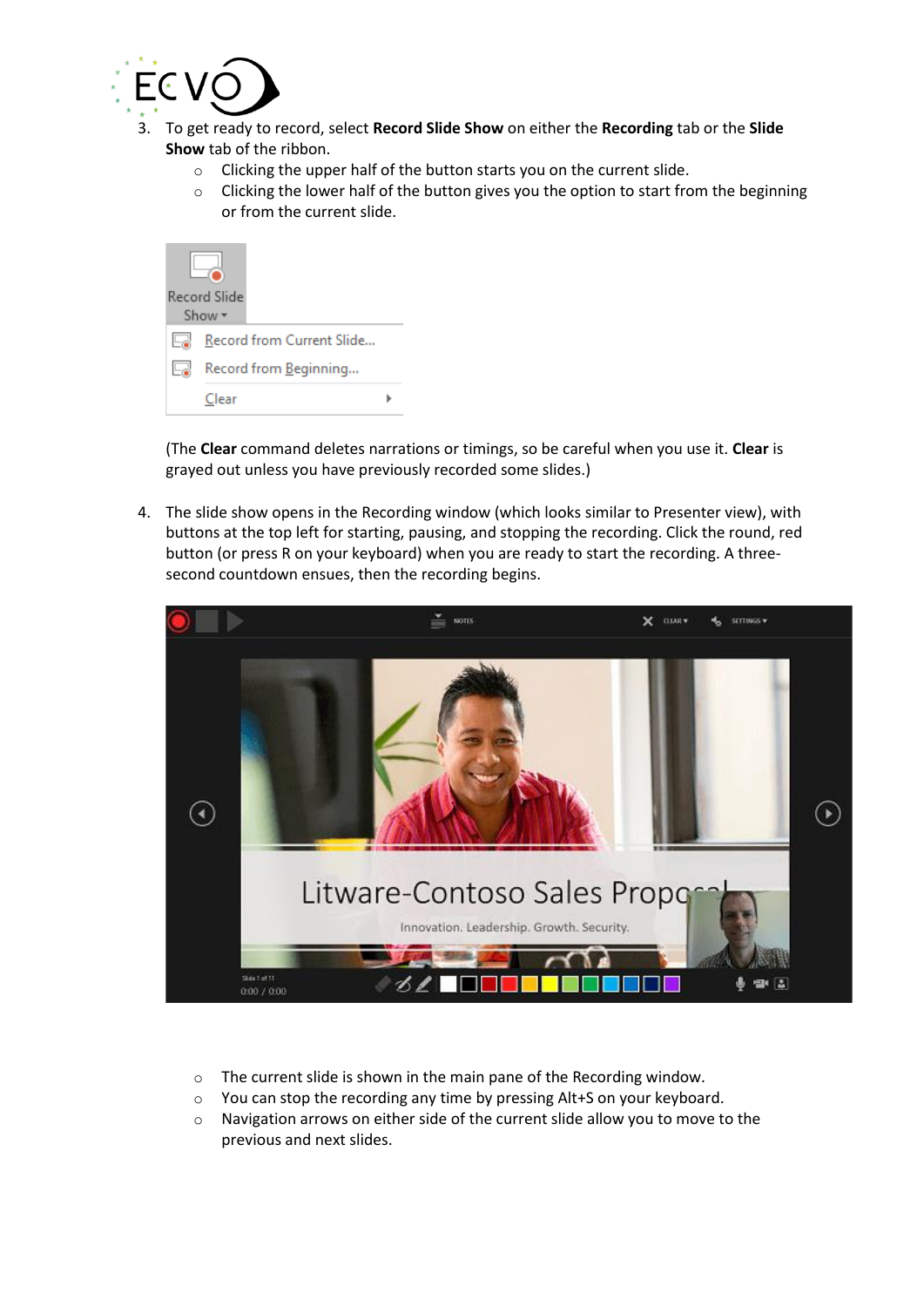3. To get ready to record, select **Record Slide Show** on either the **Recording** tab or the **Slide Show** tab of the ribbon.
   - Clicking the upper half of the button starts you on the current slide.
   - Clicking the lower half of the button gives you the option to start from the beginning or from the current slide.

(The **Clear** command deletes narrations or timings, so be careful when you use it. **Clear** is grayed out unless you have previously recorded some slides.)

4. The slide show opens in the Recording window (which looks similar to Presenter view), with buttons at the top left for starting, pausing, and stopping the recording. Click the round, red button (or press R on your keyboard) when you are ready to start the recording. A three-second countdown ensues, then the recording begins.

   - The current slide is shown in the main pane of the Recording window.
   - You can stop the recording any time by pressing Alt+S on your keyboard.
   - Navigation arrows on either side of the current slide allow you to move to the previous and next slides.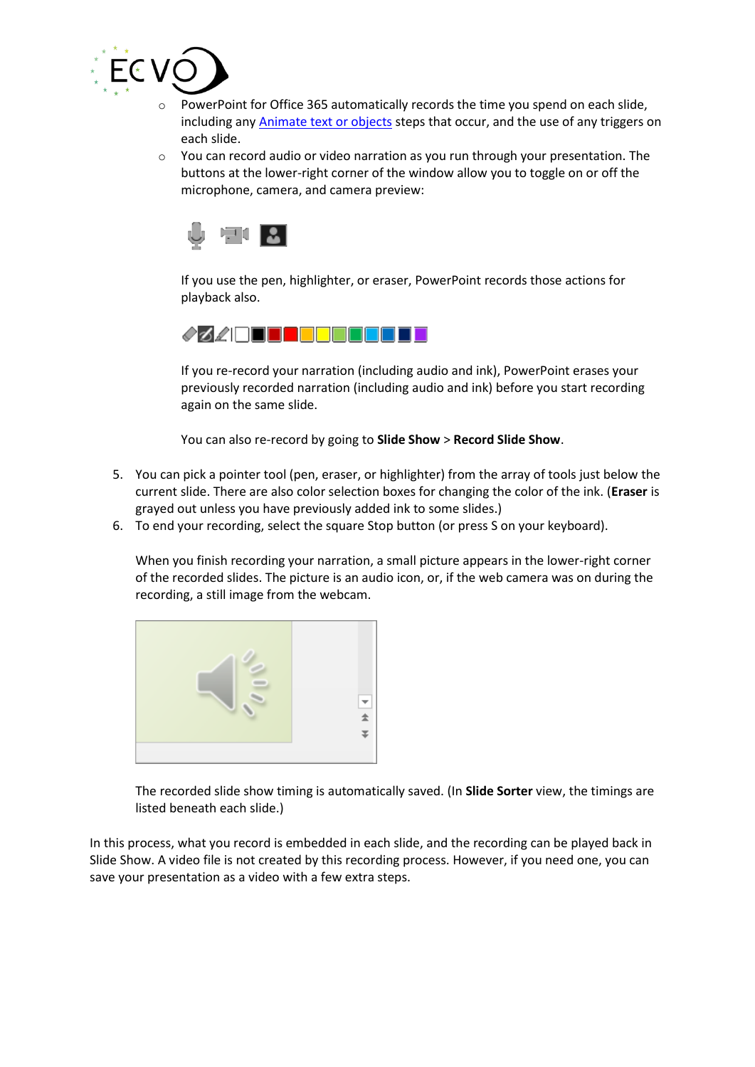- PowerPoint for Office 365 automatically records the time you spend on each slide, including any Animate text or objects steps that occur, and the use of any triggers on each slide.
- You can record audio or video narration as you run through your presentation. The buttons at the lower-right corner of the window allow you to toggle on or off the microphone, camera, and camera preview:

  If you use the pen, highlighter, or eraser, PowerPoint records those actions for playback also.

  If you re-record your narration (including audio and ink), PowerPoint erases your previously recorded narration (including audio and ink) before you start recording again on the same slide.

  You can also re-record by going to **Slide Show** > **Record Slide Show**.

5. You can pick a pointer tool (pen, eraser, or highlighter) from the array of tools just below the current slide. There are also color selection boxes for changing the color of the ink. (**Eraser** is grayed out unless you have previously added ink to some slides.)
6. To end your recording, select the square Stop button (or press S on your keyboard).

   When you finish recording your narration, a small picture appears in the lower-right corner of the recorded slides. The picture is an audio icon, or, if the web camera was on during the recording, a still image from the webcam.

   The recorded slide show timing is automatically saved. (In **Slide Sorter** view, the timings are listed beneath each slide.)

In this process, what you record is embedded in each slide, and the recording can be played back in Slide Show. A video file is not created by this recording process. However, if you need one, you can save your presentation as a video with a few extra steps.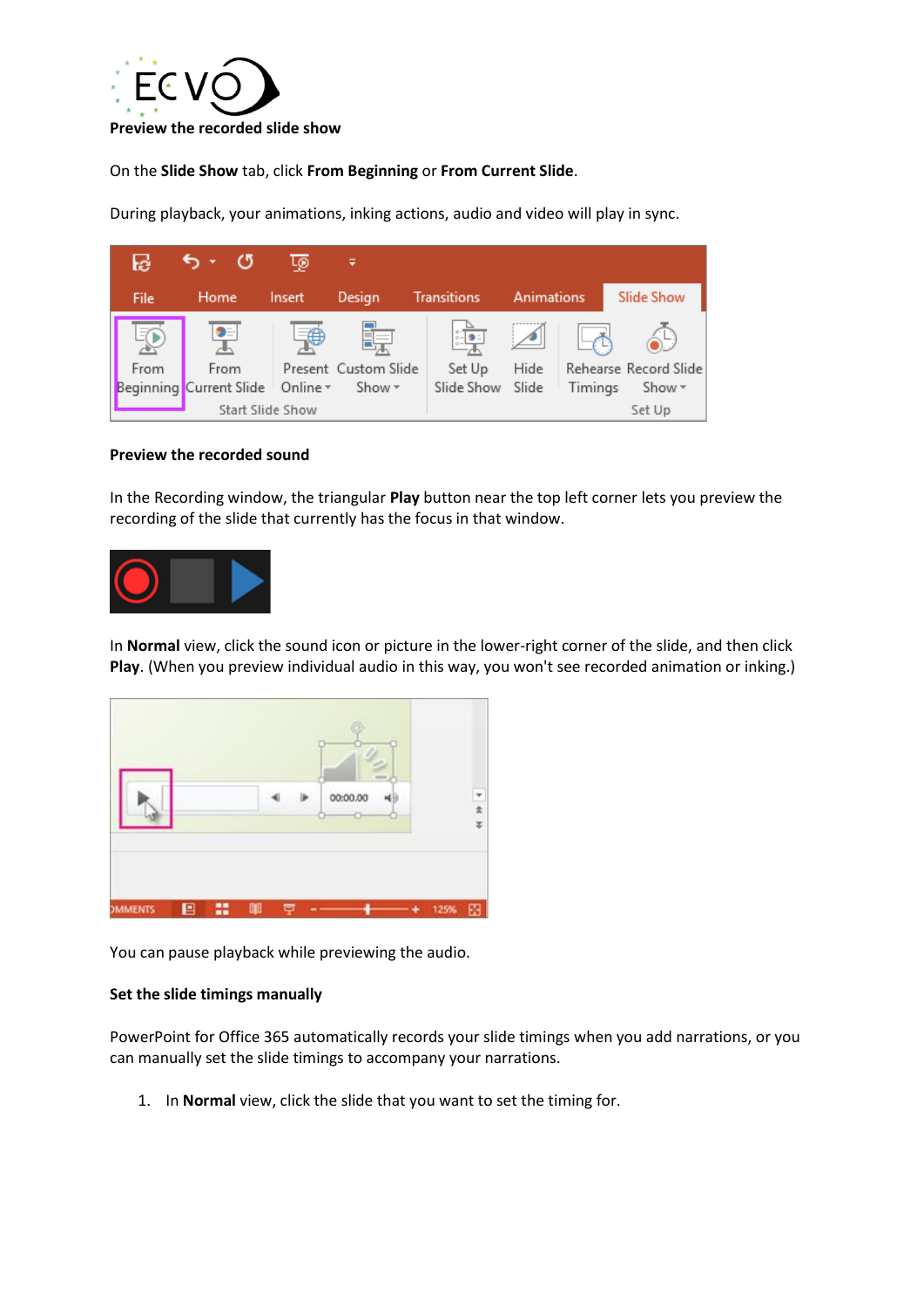**Preview the recorded slide show**

On the **Slide Show** tab, click **From Beginning** or **From Current Slide**.

During playback, your animations, inking actions, audio and video will play in sync.

**Preview the recorded sound**

In the Recording window, the triangular **Play** button near the top left corner lets you preview the recording of the slide that currently has the focus in that window.

In **Normal** view, click the sound icon or picture in the lower-right corner of the slide, and then click **Play**. (When you preview individual audio in this way, you won't see recorded animation or inking.)

You can pause playback while previewing the audio.

**Set the slide timings manually**

PowerPoint for Office 365 automatically records your slide timings when you add narrations, or you can manually set the slide timings to accompany your narrations.

1. In **Normal** view, click the slide that you want to set the timing for.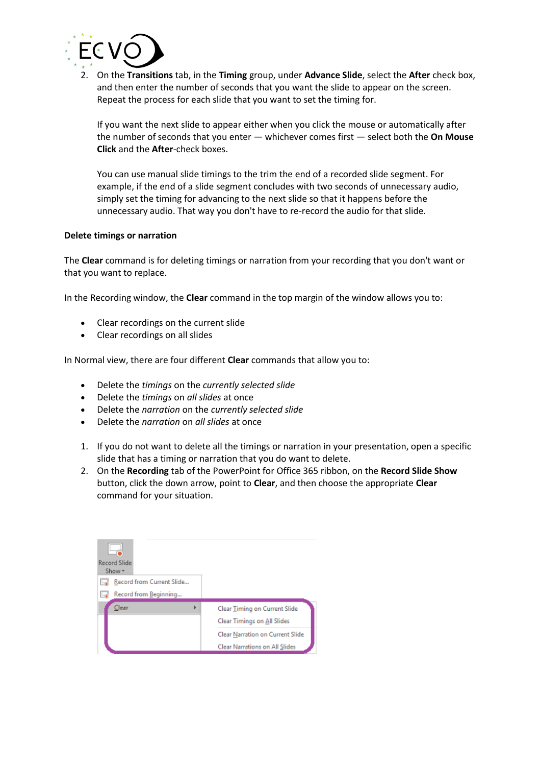2. On the **Transitions** tab, in the **Timing** group, under **Advance Slide**, select the **After** check box, and then enter the number of seconds that you want the slide to appear on the screen. Repeat the process for each slide that you want to set the timing for.

   If you want the next slide to appear either when you click the mouse or automatically after the number of seconds that you enter — whichever comes first — select both the **On Mouse Click** and the **After**-check boxes.

   You can use manual slide timings to the trim the end of a recorded slide segment. For example, if the end of a slide segment concludes with two seconds of unnecessary audio, simply set the timing for advancing to the next slide so that it happens before the unnecessary audio. That way you don't have to re-record the audio for that slide.

**Delete timings or narration**

The **Clear** command is for deleting timings or narration from your recording that you don't want or that you want to replace.

In the Recording window, the **Clear** command in the top margin of the window allows you to:

- Clear recordings on the current slide
- Clear recordings on all slides

In Normal view, there are four different **Clear** commands that allow you to:

- Delete the *timings* on the *currently selected slide*
- Delete the *timings* on *all slides* at once
- Delete the *narration* on the *currently selected slide*
- Delete the *narration* on *all slides* at once

1. If you do not want to delete all the timings or narration in your presentation, open a specific slide that has a timing or narration that you do want to delete.
2. On the **Recording** tab of the PowerPoint for Office 365 ribbon, on the **Record Slide Show** button, click the down arrow, point to **Clear**, and then choose the appropriate **Clear** command for your situation.

Record Slide Show
Record from Current Slide...
Record from Beginning...
Clear
Clear Timing on Current Slide
Clear Timings on All Slides
Clear Narration on Current Slide
Clear Narrations on All Slides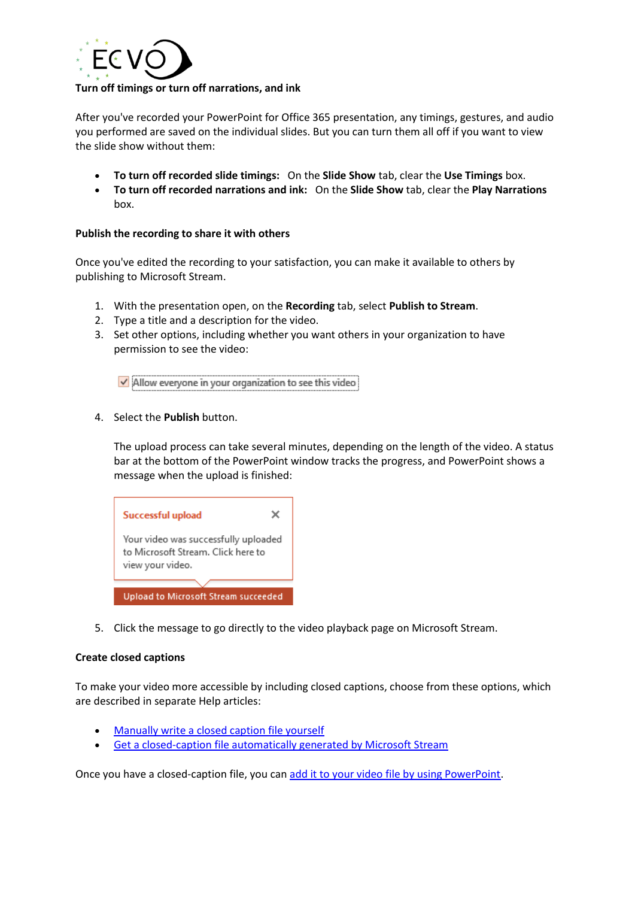**Turn off timings or turn off narrations, and ink**

After you've recorded your PowerPoint for Office 365 presentation, any timings, gestures, and audio you performed are saved on the individual slides. But you can turn them all off if you want to view the slide show without them:

- **To turn off recorded slide timings:** On the **Slide Show** tab, clear the **Use Timings** box.
- **To turn off recorded narrations and ink:** On the **Slide Show** tab, clear the **Play Narrations** box.

**Publish the recording to share it with others**

Once you've edited the recording to your satisfaction, you can make it available to others by publishing to Microsoft Stream.

1. With the presentation open, on the **Recording** tab, select **Publish to Stream**.
2. Type a title and a description for the video.
3. Set other options, including whether you want others in your organization to have permission to see the video:

   Allow everyone in your organization to see this video

4. Select the **Publish** button.

   The upload process can take several minutes, depending on the length of the video. A status bar at the bottom of the PowerPoint window tracks the progress, and PowerPoint shows a message when the upload is finished:

   Successful upload

   Your video was successfully uploaded to Microsoft Stream. Click here to view your video.

   Upload to Microsoft Stream succeeded

5. Click the message to go directly to the video playback page on Microsoft Stream.

**Create closed captions**

To make your video more accessible by including closed captions, choose from these options, which are described in separate Help articles:

- Manually write a closed caption file yourself
- Get a closed-caption file automatically generated by Microsoft Stream

Once you have a closed-caption file, you can add it to your video file by using PowerPoint.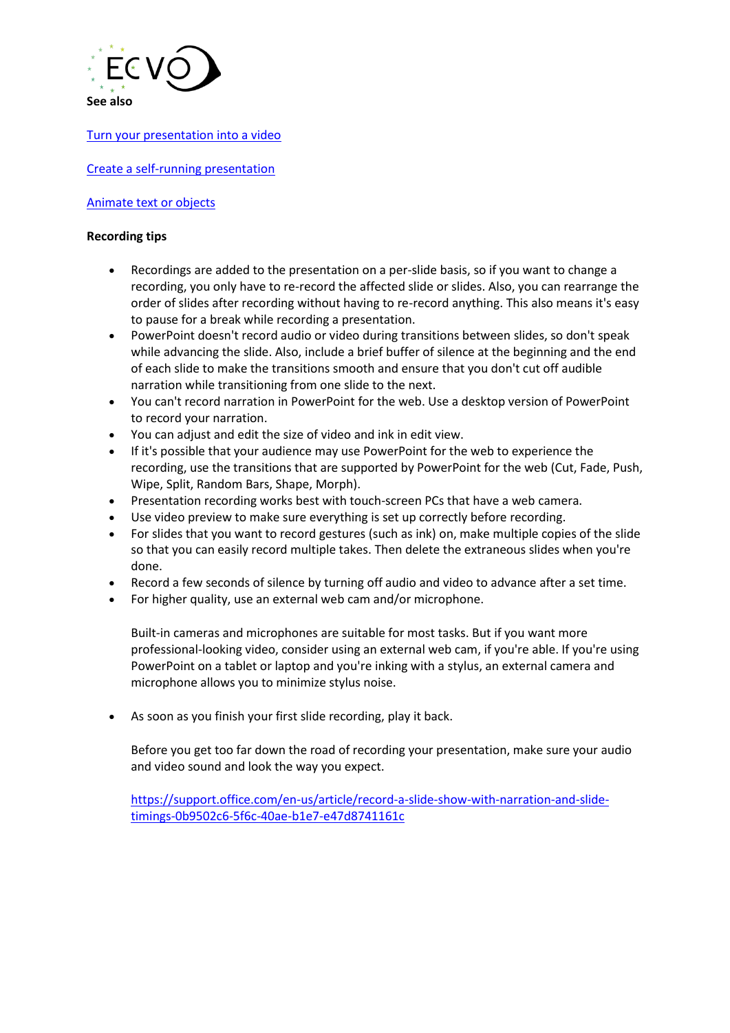**See also**

[Turn your presentation into a video]()

[Create a self-running presentation]()

[Animate text or objects]()

**Recording tips**

- Recordings are added to the presentation on a per-slide basis, so if you want to change a recording, you only have to re-record the affected slide or slides. Also, you can rearrange the order of slides after recording without having to re-record anything. This also means it's easy to pause for a break while recording a presentation.
- PowerPoint doesn't record audio or video during transitions between slides, so don't speak while advancing the slide. Also, include a brief buffer of silence at the beginning and the end of each slide to make the transitions smooth and ensure that you don't cut off audible narration while transitioning from one slide to the next.
- You can't record narration in PowerPoint for the web. Use a desktop version of PowerPoint to record your narration.
- You can adjust and edit the size of video and ink in edit view.
- If it's possible that your audience may use PowerPoint for the web to experience the recording, use the transitions that are supported by PowerPoint for the web (Cut, Fade, Push, Wipe, Split, Random Bars, Shape, Morph).
- Presentation recording works best with touch-screen PCs that have a web camera.
- Use video preview to make sure everything is set up correctly before recording.
- For slides that you want to record gestures (such as ink) on, make multiple copies of the slide so that you can easily record multiple takes. Then delete the extraneous slides when you're done.
- Record a few seconds of silence by turning off audio and video to advance after a set time.
- For higher quality, use an external web cam and/or microphone.

  Built-in cameras and microphones are suitable for most tasks. But if you want more professional-looking video, consider using an external web cam, if you're able. If you're using PowerPoint on a tablet or laptop and you're inking with a stylus, an external camera and microphone allows you to minimize stylus noise.

- As soon as you finish your first slide recording, play it back.

  Before you get too far down the road of recording your presentation, make sure your audio and video sound and look the way you expect.

  https://support.office.com/en-us/article/record-a-slide-show-with-narration-and-slide-timings-0b9502c6-5f6c-40ae-b1e7-e47d8741161c